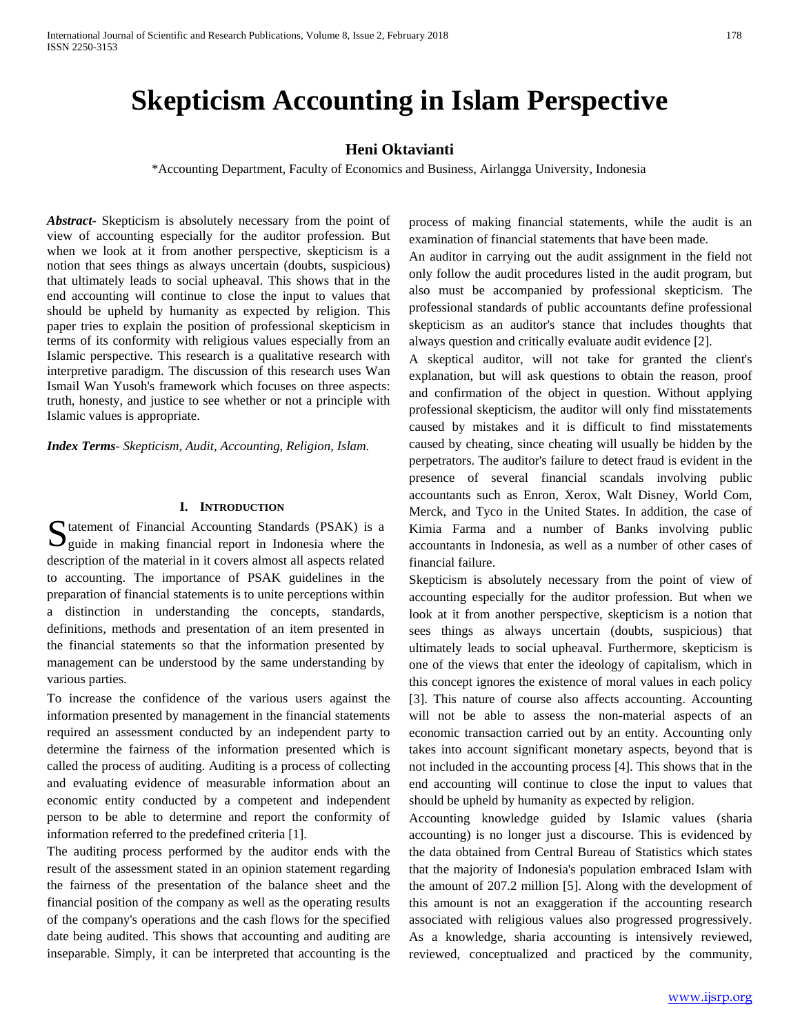# Skepticism Accounting in Islam Perspective

**Heni Oktavianti**

*Accounting Department, Faculty of Economics and Business, Airlangga University, Indonesia

***Abstract***- Skepticism is absolutely necessary from the point of view of accounting especially for the auditor profession. But when we look at it from another perspective, skepticism is a notion that sees things as always uncertain (doubts, suspicious) that ultimately leads to social upheaval. This shows that in the end accounting will continue to close the input to values that should be upheld by humanity as expected by religion. This paper tries to explain the position of professional skepticism in terms of its conformity with religious values especially from an Islamic perspective. This research is a qualitative research with interpretive paradigm. The discussion of this research uses Wan Ismail Wan Yusoh's framework which focuses on three aspects: truth, honesty, and justice to see whether or not a principle with Islamic values is appropriate.

***Index Terms***- *Skepticism, Audit, Accounting, Religion, Islam.*

## I. Introduction

Statement of Financial Accounting Standards (PSAK) is a guide in making financial report in Indonesia where the description of the material in it covers almost all aspects related to accounting. The importance of PSAK guidelines in the preparation of financial statements is to unite perceptions within a distinction in understanding the concepts, standards, definitions, methods and presentation of an item presented in the financial statements so that the information presented by management can be understood by the same understanding by various parties.

To increase the confidence of the various users against the information presented by management in the financial statements required an assessment conducted by an independent party to determine the fairness of the information presented which is called the process of auditing. Auditing is a process of collecting and evaluating evidence of measurable information about an economic entity conducted by a competent and independent person to be able to determine and report the conformity of information referred to the predefined criteria [1].

The auditing process performed by the auditor ends with the result of the assessment stated in an opinion statement regarding the fairness of the presentation of the balance sheet and the financial position of the company as well as the operating results of the company's operations and the cash flows for the specified date being audited. This shows that accounting and auditing are inseparable. Simply, it can be interpreted that accounting is the process of making financial statements, while the audit is an examination of financial statements that have been made.

An auditor in carrying out the audit assignment in the field not only follow the audit procedures listed in the audit program, but also must be accompanied by professional skepticism. The professional standards of public accountants define professional skepticism as an auditor's stance that includes thoughts that always question and critically evaluate audit evidence [2].

A skeptical auditor, will not take for granted the client's explanation, but will ask questions to obtain the reason, proof and confirmation of the object in question. Without applying professional skepticism, the auditor will only find misstatements caused by mistakes and it is difficult to find misstatements caused by cheating, since cheating will usually be hidden by the perpetrators. The auditor's failure to detect fraud is evident in the presence of several financial scandals involving public accountants such as Enron, Xerox, Walt Disney, World Com, Merck, and Tyco in the United States. In addition, the case of Kimia Farma and a number of Banks involving public accountants in Indonesia, as well as a number of other cases of financial failure.

Skepticism is absolutely necessary from the point of view of accounting especially for the auditor profession. But when we look at it from another perspective, skepticism is a notion that sees things as always uncertain (doubts, suspicious) that ultimately leads to social upheaval. Furthermore, skepticism is one of the views that enter the ideology of capitalism, which in this concept ignores the existence of moral values in each policy [3]. This nature of course also affects accounting. Accounting will not be able to assess the non-material aspects of an economic transaction carried out by an entity. Accounting only takes into account significant monetary aspects, beyond that is not included in the accounting process [4]. This shows that in the end accounting will continue to close the input to values that should be upheld by humanity as expected by religion.

Accounting knowledge guided by Islamic values (sharia accounting) is no longer just a discourse. This is evidenced by the data obtained from Central Bureau of Statistics which states that the majority of Indonesia's population embraced Islam with the amount of 207.2 million [5]. Along with the development of this amount is not an exaggeration if the accounting research associated with religious values also progressed progressively. As a knowledge, sharia accounting is intensively reviewed, reviewed, conceptualized and practiced by the community,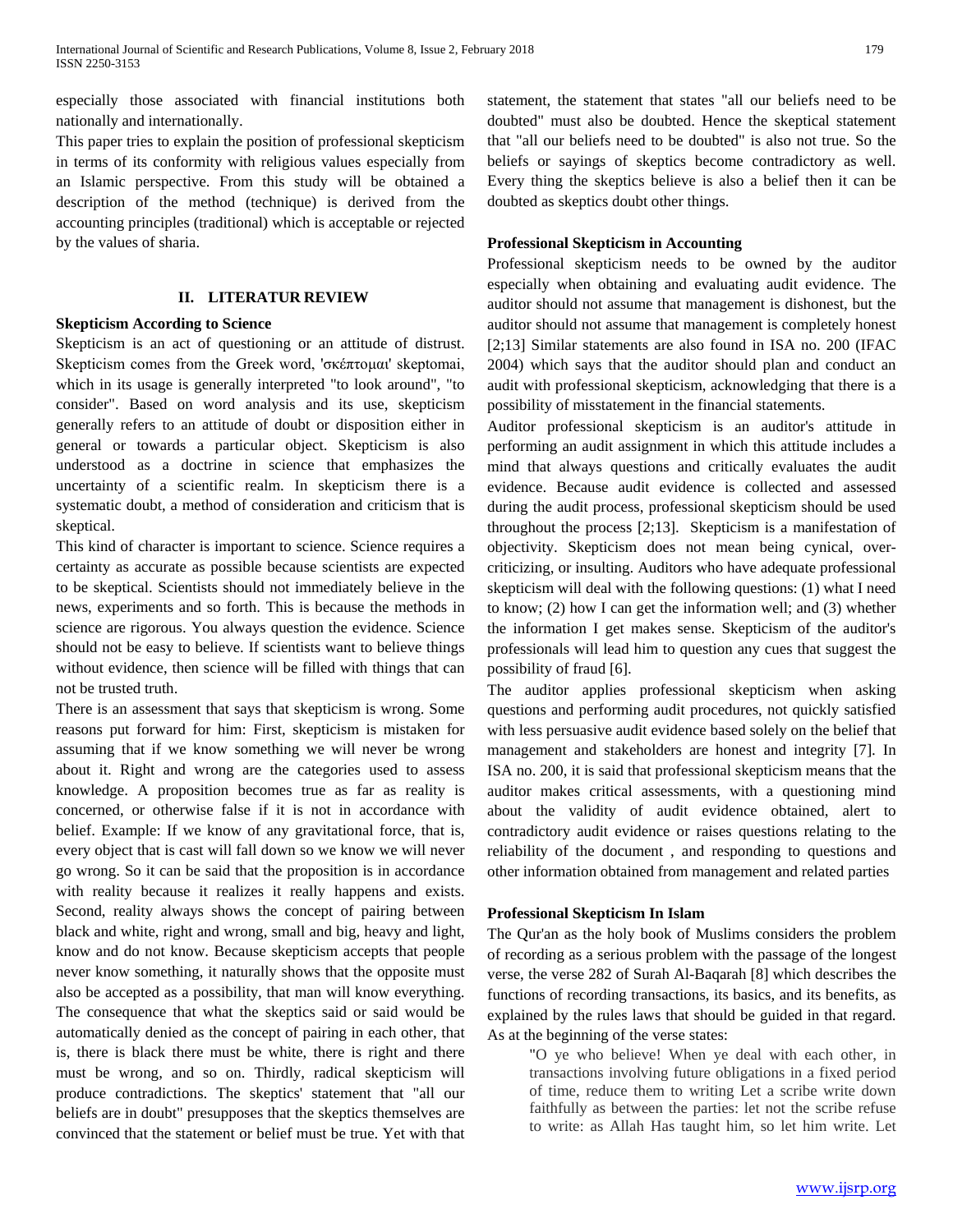especially those associated with financial institutions both nationally and internationally.

This paper tries to explain the position of professional skepticism in terms of its conformity with religious values especially from an Islamic perspective. From this study will be obtained a description of the method (technique) is derived from the accounting principles (traditional) which is acceptable or rejected by the values of sharia.

## II. LITERATUR REVIEW

### Skepticism According to Science

Skepticism is an act of questioning or an attitude of distrust. Skepticism comes from the Greek word, 'σκέπτομαι' skeptomai, which in its usage is generally interpreted "to look around", "to consider". Based on word analysis and its use, skepticism generally refers to an attitude of doubt or disposition either in general or towards a particular object. Skepticism is also understood as a doctrine in science that emphasizes the uncertainty of a scientific realm. In skepticism there is a systematic doubt, a method of consideration and criticism that is skeptical.

This kind of character is important to science. Science requires a certainty as accurate as possible because scientists are expected to be skeptical. Scientists should not immediately believe in the news, experiments and so forth. This is because the methods in science are rigorous. You always question the evidence. Science should not be easy to believe. If scientists want to believe things without evidence, then science will be filled with things that can not be trusted truth.

There is an assessment that says that skepticism is wrong. Some reasons put forward for him: First, skepticism is mistaken for assuming that if we know something we will never be wrong about it. Right and wrong are the categories used to assess knowledge. A proposition becomes true as far as reality is concerned, or otherwise false if it is not in accordance with belief. Example: If we know of any gravitational force, that is, every object that is cast will fall down so we know we will never go wrong. So it can be said that the proposition is in accordance with reality because it realizes it really happens and exists. Second, reality always shows the concept of pairing between black and white, right and wrong, small and big, heavy and light, know and do not know. Because skepticism accepts that people never know something, it naturally shows that the opposite must also be accepted as a possibility, that man will know everything. The consequence that what the skeptics said or said would be automatically denied as the concept of pairing in each other, that is, there is black there must be white, there is right and there must be wrong, and so on. Thirdly, radical skepticism will produce contradictions. The skeptics' statement that "all our beliefs are in doubt" presupposes that the skeptics themselves are convinced that the statement or belief must be true. Yet with that statement, the statement that states "all our beliefs need to be doubted" must also be doubted. Hence the skeptical statement that "all our beliefs need to be doubted" is also not true. So the beliefs or sayings of skeptics become contradictory as well. Every thing the skeptics believe is also a belief then it can be doubted as skeptics doubt other things.

### Professional Skepticism in Accounting

Professional skepticism needs to be owned by the auditor especially when obtaining and evaluating audit evidence. The auditor should not assume that management is dishonest, but the auditor should not assume that management is completely honest [2;13] Similar statements are also found in ISA no. 200 (IFAC 2004) which says that the auditor should plan and conduct an audit with professional skepticism, acknowledging that there is a possibility of misstatement in the financial statements.

Auditor professional skepticism is an auditor's attitude in performing an audit assignment in which this attitude includes a mind that always questions and critically evaluates the audit evidence. Because audit evidence is collected and assessed during the audit process, professional skepticism should be used throughout the process [2;13]. Skepticism is a manifestation of objectivity. Skepticism does not mean being cynical, over-criticizing, or insulting. Auditors who have adequate professional skepticism will deal with the following questions: (1) what I need to know; (2) how I can get the information well; and (3) whether the information I get makes sense. Skepticism of the auditor's professionals will lead him to question any cues that suggest the possibility of fraud [6].

The auditor applies professional skepticism when asking questions and performing audit procedures, not quickly satisfied with less persuasive audit evidence based solely on the belief that management and stakeholders are honest and integrity [7]. In ISA no. 200, it is said that professional skepticism means that the auditor makes critical assessments, with a questioning mind about the validity of audit evidence obtained, alert to contradictory audit evidence or raises questions relating to the reliability of the document , and responding to questions and other information obtained from management and related parties

### Professional Skepticism In Islam

The Qur'an as the holy book of Muslims considers the problem of recording as a serious problem with the passage of the longest verse, the verse 282 of Surah Al-Baqarah [8] which describes the functions of recording transactions, its basics, and its benefits, as explained by the rules laws that should be guided in that regard. As at the beginning of the verse states:

> "O ye who believe! When ye deal with each other, in transactions involving future obligations in a fixed period of time, reduce them to writing Let a scribe write down faithfully as between the parties: let not the scribe refuse to write: as Allah Has taught him, so let him write. Let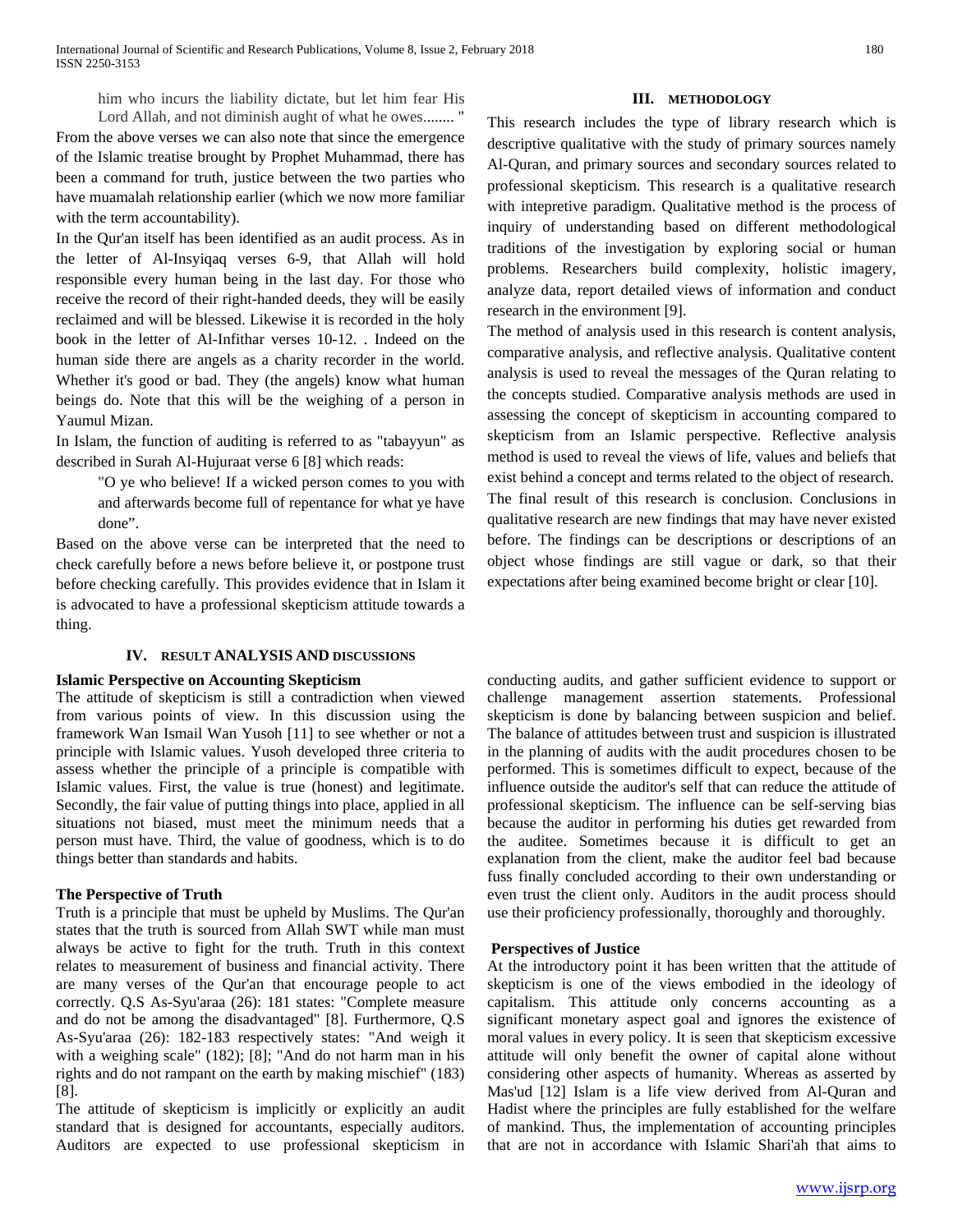> him who incurs the liability dictate, but let him fear His Lord Allah, and not diminish aught of what he owes........ "

From the above verses we can also note that since the emergence of the Islamic treatise brought by Prophet Muhammad, there has been a command for truth, justice between the two parties who have muamalah relationship earlier (which we now more familiar with the term accountability).

In the Qur'an itself has been identified as an audit process. As in the letter of Al-Insyiqaq verses 6-9, that Allah will hold responsible every human being in the last day. For those who receive the record of their right-handed deeds, they will be easily reclaimed and will be blessed. Likewise it is recorded in the holy book in the letter of Al-Infithar verses 10-12. . Indeed on the human side there are angels as a charity recorder in the world. Whether it's good or bad. They (the angels) know what human beings do. Note that this will be the weighing of a person in Yaumul Mizan.

In Islam, the function of auditing is referred to as "tabayyun" as described in Surah Al-Hujuraat verse 6 [8] which reads:

> "O ye who believe! If a wicked person comes to you with and afterwards become full of repentance for what ye have done".

Based on the above verse can be interpreted that the need to check carefully before a news before believe it, or postpone trust before checking carefully. This provides evidence that in Islam it is advocated to have a professional skepticism attitude towards a thing.

## III. METHODOLOGY

This research includes the type of library research which is descriptive qualitative with the study of primary sources namely Al-Quran, and primary sources and secondary sources related to professional skepticism. This research is a qualitative research with intepretive paradigm. Qualitative method is the process of inquiry of understanding based on different methodological traditions of the investigation by exploring social or human problems. Researchers build complexity, holistic imagery, analyze data, report detailed views of information and conduct research in the environment [9].

The method of analysis used in this research is content analysis, comparative analysis, and reflective analysis. Qualitative content analysis is used to reveal the messages of the Quran relating to the concepts studied. Comparative analysis methods are used in assessing the concept of skepticism in accounting compared to skepticism from an Islamic perspective. Reflective analysis method is used to reveal the views of life, values and beliefs that exist behind a concept and terms related to the object of research.

The final result of this research is conclusion. Conclusions in qualitative research are new findings that may have never existed before. The findings can be descriptions or descriptions of an object whose findings are still vague or dark, so that their expectations after being examined become bright or clear [10].

## IV. RESULT ANALYSIS AND DISCUSSIONS

**Islamic Perspective on Accounting Skepticism**

The attitude of skepticism is still a contradiction when viewed from various points of view. In this discussion using the framework Wan Ismail Wan Yusoh [11] to see whether or not a principle with Islamic values. Yusoh developed three criteria to assess whether the principle of a principle is compatible with Islamic values. First, the value is true (honest) and legitimate. Secondly, the fair value of putting things into place, applied in all situations not biased, must meet the minimum needs that a person must have. Third, the value of goodness, which is to do things better than standards and habits.

**The Perspective of Truth**

Truth is a principle that must be upheld by Muslims. The Qur'an states that the truth is sourced from Allah SWT while man must always be active to fight for the truth. Truth in this context relates to measurement of business and financial activity. There are many verses of the Qur'an that encourage people to act correctly. Q.S As-Syu'araa (26): 181 states: "Complete measure and do not be among the disadvantaged" [8]. Furthermore, Q.S As-Syu'araa (26): 182-183 respectively states: "And weigh it with a weighing scale" (182); [8]; "And do not harm man in his rights and do not rampant on the earth by making mischief" (183) [8].

The attitude of skepticism is implicitly or explicitly an audit standard that is designed for accountants, especially auditors. Auditors are expected to use professional skepticism in conducting audits, and gather sufficient evidence to support or challenge management assertion statements. Professional skepticism is done by balancing between suspicion and belief. The balance of attitudes between trust and suspicion is illustrated in the planning of audits with the audit procedures chosen to be performed. This is sometimes difficult to expect, because of the influence outside the auditor's self that can reduce the attitude of professional skepticism. The influence can be self-serving bias because the auditor in performing his duties get rewarded from the auditee. Sometimes because it is difficult to get an explanation from the client, make the auditor feel bad because fuss finally concluded according to their own understanding or even trust the client only. Auditors in the audit process should use their proficiency professionally, thoroughly and thoroughly.

**Perspectives of Justice**

At the introductory point it has been written that the attitude of skepticism is one of the views embodied in the ideology of capitalism. This attitude only concerns accounting as a significant monetary aspect goal and ignores the existence of moral values in every policy. It is seen that skepticism excessive attitude will only benefit the owner of capital alone without considering other aspects of humanity. Whereas as asserted by Mas'ud [12] Islam is a life view derived from Al-Quran and Hadist where the principles are fully established for the welfare of mankind. Thus, the implementation of accounting principles that are not in accordance with Islamic Shari'ah that aims to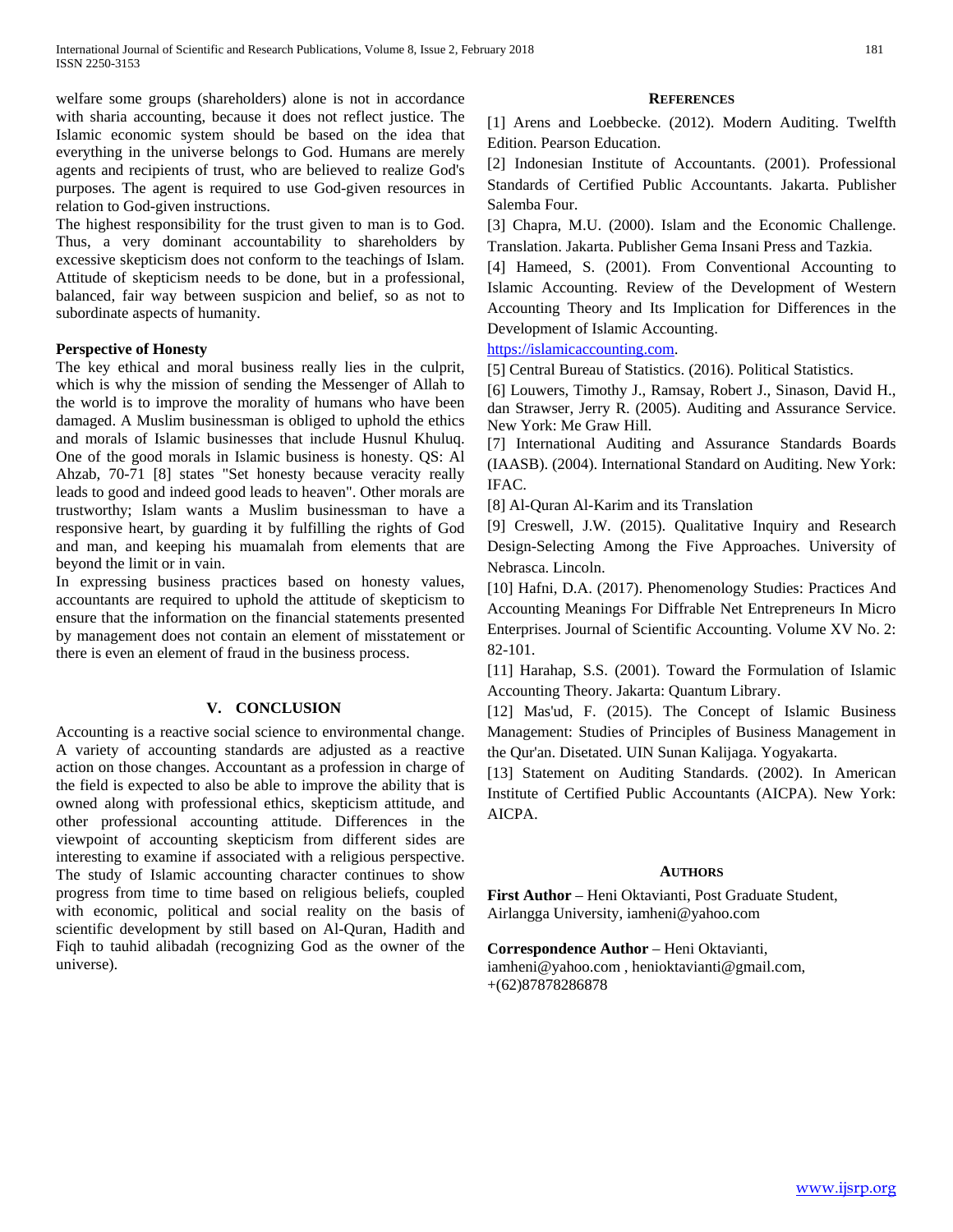welfare some groups (shareholders) alone is not in accordance with sharia accounting, because it does not reflect justice. The Islamic economic system should be based on the idea that everything in the universe belongs to God. Humans are merely agents and recipients of trust, who are believed to realize God's purposes. The agent is required to use God-given resources in relation to God-given instructions.

The highest responsibility for the trust given to man is to God. Thus, a very dominant accountability to shareholders by excessive skepticism does not conform to the teachings of Islam. Attitude of skepticism needs to be done, but in a professional, balanced, fair way between suspicion and belief, so as not to subordinate aspects of humanity.

**Perspective of Honesty**

The key ethical and moral business really lies in the culprit, which is why the mission of sending the Messenger of Allah to the world is to improve the morality of humans who have been damaged. A Muslim businessman is obliged to uphold the ethics and morals of Islamic businesses that include Husnul Khuluq. One of the good morals in Islamic business is honesty. QS: Al Ahzab, 70-71 [8] states "Set honesty because veracity really leads to good and indeed good leads to heaven". Other morals are trustworthy; Islam wants a Muslim businessman to have a responsive heart, by guarding it by fulfilling the rights of God and man, and keeping his muamalah from elements that are beyond the limit or in vain.

In expressing business practices based on honesty values, accountants are required to uphold the attitude of skepticism to ensure that the information on the financial statements presented by management does not contain an element of misstatement or there is even an element of fraud in the business process.

## V. CONCLUSION

Accounting is a reactive social science to environmental change. A variety of accounting standards are adjusted as a reactive action on those changes. Accountant as a profession in charge of the field is expected to also be able to improve the ability that is owned along with professional ethics, skepticism attitude, and other professional accounting attitude. Differences in the viewpoint of accounting skepticism from different sides are interesting to examine if associated with a religious perspective. The study of Islamic accounting character continues to show progress from time to time based on religious beliefs, coupled with economic, political and social reality on the basis of scientific development by still based on Al-Quran, Hadith and Fiqh to tauhid alibadah (recognizing God as the owner of the universe).

## REFERENCES

[1] Arens and Loebbecke. (2012). Modern Auditing. Twelfth Edition. Pearson Education.

[2] Indonesian Institute of Accountants. (2001). Professional Standards of Certified Public Accountants. Jakarta. Publisher Salemba Four.

[3] Chapra, M.U. (2000). Islam and the Economic Challenge. Translation. Jakarta. Publisher Gema Insani Press and Tazkia.

[4] Hameed, S. (2001). From Conventional Accounting to Islamic Accounting. Review of the Development of Western Accounting Theory and Its Implication for Differences in the Development of Islamic Accounting. https://islamicaccounting.com.

[5] Central Bureau of Statistics. (2016). Political Statistics.

[6] Louwers, Timothy J., Ramsay, Robert J., Sinason, David H., dan Strawser, Jerry R. (2005). Auditing and Assurance Service. New York: Me Graw Hill.

[7] International Auditing and Assurance Standards Boards (IAASB). (2004). International Standard on Auditing. New York: IFAC.

[8] Al-Quran Al-Karim and its Translation

[9] Creswell, J.W. (2015). Qualitative Inquiry and Research Design-Selecting Among the Five Approaches. University of Nebrasca. Lincoln.

[10] Hafni, D.A. (2017). Phenomenology Studies: Practices And Accounting Meanings For Diffrable Net Entrepreneurs In Micro Enterprises. Journal of Scientific Accounting. Volume XV No. 2: 82-101.

[11] Harahap, S.S. (2001). Toward the Formulation of Islamic Accounting Theory. Jakarta: Quantum Library.

[12] Mas'ud, F. (2015). The Concept of Islamic Business Management: Studies of Principles of Business Management in the Qur'an. Disetated. UIN Sunan Kalijaga. Yogyakarta.

[13] Statement on Auditing Standards. (2002). In American Institute of Certified Public Accountants (AICPA). New York: AICPA.

## AUTHORS

**First Author** – Heni Oktavianti, Post Graduate Student, Airlangga University, iamheni@yahoo.com

**Correspondence Author** – Heni Oktavianti, iamheni@yahoo.com , henioktavianti@gmail.com, +(62)87878286878